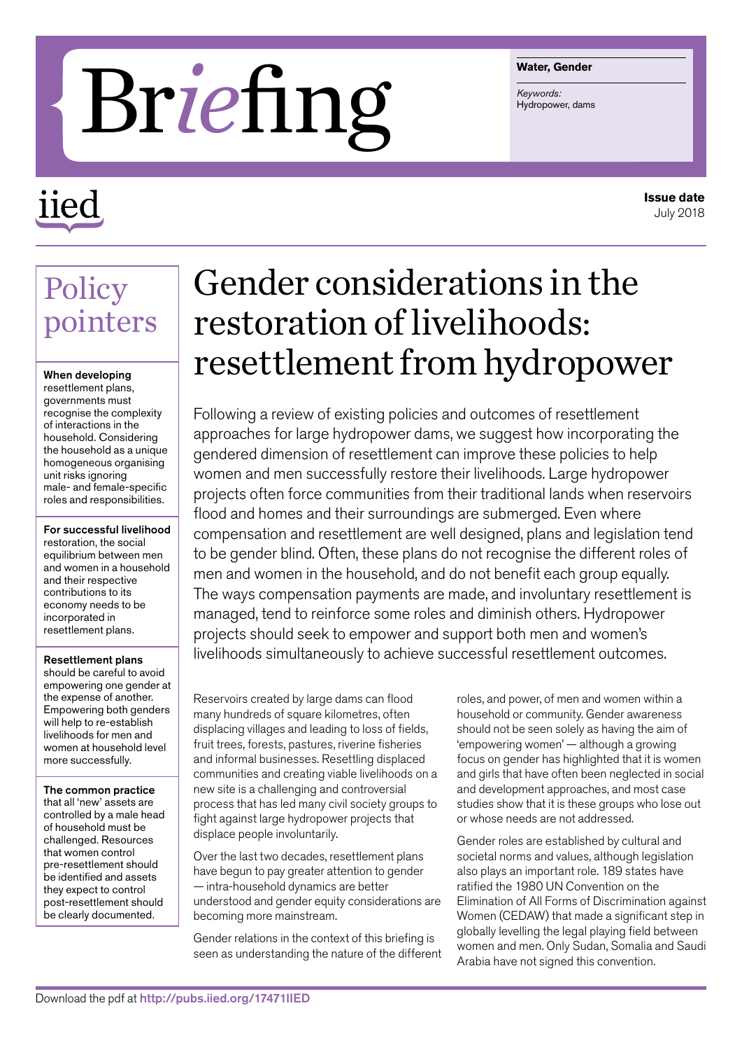# Briefing

**Water, Gender**

*Keywords:*
Hydropower, dams

iied

**Issue date**
July 2018

## Policy pointers

**When developing** resettlement plans, governments must recognise the complexity of interactions in the household. Considering the household as a unique homogeneous organising unit risks ignoring male- and female-specific roles and responsibilities.

**For successful livelihood** restoration, the social equilibrium between men and women in a household and their respective contributions to its economy needs to be incorporated in resettlement plans.

**Resettlement plans** should be careful to avoid empowering one gender at the expense of another. Empowering both genders will help to re-establish livelihoods for men and women at household level more successfully.

**The common practice** that all 'new' assets are controlled by a male head of household must be challenged. Resources that women control pre-resettlement should be identified and assets they expect to control post-resettlement should be clearly documented.

# Gender considerations in the restoration of livelihoods: resettlement from hydropower

Following a review of existing policies and outcomes of resettlement approaches for large hydropower dams, we suggest how incorporating the gendered dimension of resettlement can improve these policies to help women and men successfully restore their livelihoods. Large hydropower projects often force communities from their traditional lands when reservoirs flood and homes and their surroundings are submerged. Even where compensation and resettlement are well designed, plans and legislation tend to be gender blind. Often, these plans do not recognise the different roles of men and women in the household, and do not benefit each group equally. The ways compensation payments are made, and involuntary resettlement is managed, tend to reinforce some roles and diminish others. Hydropower projects should seek to empower and support both men and women's livelihoods simultaneously to achieve successful resettlement outcomes.

Reservoirs created by large dams can flood many hundreds of square kilometres, often displacing villages and leading to loss of fields, fruit trees, forests, pastures, riverine fisheries and informal businesses. Resettling displaced communities and creating viable livelihoods on a new site is a challenging and controversial process that has led many civil society groups to fight against large hydropower projects that displace people involuntarily.

Over the last two decades, resettlement plans have begun to pay greater attention to gender — intra-household dynamics are better understood and gender equity considerations are becoming more mainstream.

Gender relations in the context of this briefing is seen as understanding the nature of the different roles, and power, of men and women within a household or community. Gender awareness should not be seen solely as having the aim of 'empowering women' — although a growing focus on gender has highlighted that it is women and girls that have often been neglected in social and development approaches, and most case studies show that it is these groups who lose out or whose needs are not addressed.

Gender roles are established by cultural and societal norms and values, although legislation also plays an important role. 189 states have ratified the 1980 UN Convention on the Elimination of All Forms of Discrimination against Women (CEDAW) that made a significant step in globally levelling the legal playing field between women and men. Only Sudan, Somalia and Saudi Arabia have not signed this convention.

Download the pdf at http://pubs.iied.org/17471IIED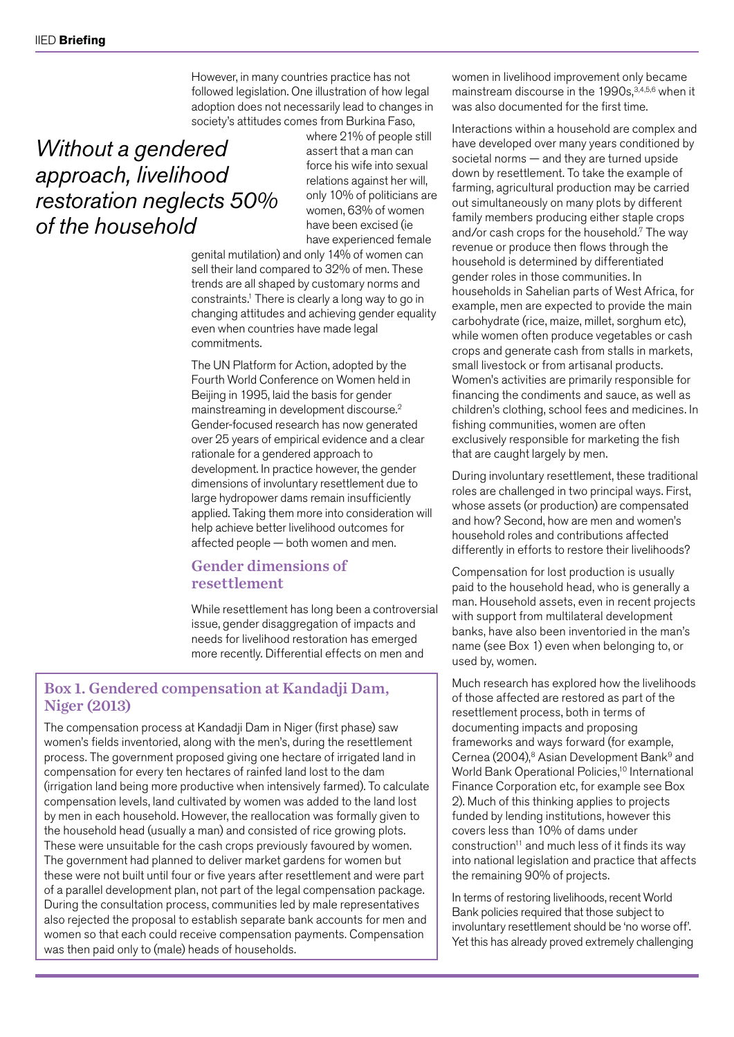However, in many countries practice has not followed legislation. One illustration of how legal adoption does not necessarily lead to changes in society's attitudes comes from Burkina Faso, where 21% of people still assert that a man can force his wife into sexual relations against her will, only 10% of politicians are women, 63% of women have been excised (ie have experienced female genital mutilation) and only 14% of women can sell their land compared to 32% of men. These trends are all shaped by customary norms and constraints.[1] There is clearly a long way to go in changing attitudes and achieving gender equality even when countries have made legal commitments.

*Without a gendered approach, livelihood restoration neglects 50% of the household*

The UN Platform for Action, adopted by the Fourth World Conference on Women held in Beijing in 1995, laid the basis for gender mainstreaming in development discourse.[2] Gender-focused research has now generated over 25 years of empirical evidence and a clear rationale for a gendered approach to development. In practice however, the gender dimensions of involuntary resettlement due to large hydropower dams remain insufficiently applied. Taking them more into consideration will help achieve better livelihood outcomes for affected people — both women and men.

## Gender dimensions of resettlement

While resettlement has long been a controversial issue, gender disaggregation of impacts and needs for livelihood restoration has emerged more recently. Differential effects on men and women in livelihood improvement only became mainstream discourse in the 1990s,[3,4,5,6] when it was also documented for the first time.

Interactions within a household are complex and have developed over many years conditioned by societal norms — and they are turned upside down by resettlement. To take the example of farming, agricultural production may be carried out simultaneously on many plots by different family members producing either staple crops and/or cash crops for the household.[7] The way revenue or produce then flows through the household is determined by differentiated gender roles in those communities. In households in Sahelian parts of West Africa, for example, men are expected to provide the main carbohydrate (rice, maize, millet, sorghum etc), while women often produce vegetables or cash crops and generate cash from stalls in markets, small livestock or from artisanal products. Women's activities are primarily responsible for financing the condiments and sauce, as well as children's clothing, school fees and medicines. In fishing communities, women are often exclusively responsible for marketing the fish that are caught largely by men.

During involuntary resettlement, these traditional roles are challenged in two principal ways. First, whose assets (or production) are compensated and how? Second, how are men and women's household roles and contributions affected differently in efforts to restore their livelihoods?

Compensation for lost production is usually paid to the household head, who is generally a man. Household assets, even in recent projects with support from multilateral development banks, have also been inventoried in the man's name (see Box 1) even when belonging to, or used by, women.

Much research has explored how the livelihoods of those affected are restored as part of the resettlement process, both in terms of documenting impacts and proposing frameworks and ways forward (for example, Cernea (2004),[8] Asian Development Bank[9] and World Bank Operational Policies,[10] International Finance Corporation etc, for example see Box 2). Much of this thinking applies to projects funded by lending institutions, however this covers less than 10% of dams under construction[11] and much less of it finds its way into national legislation and practice that affects the remaining 90% of projects.

In terms of restoring livelihoods, recent World Bank policies required that those subject to involuntary resettlement should be 'no worse off'. Yet this has already proved extremely challenging

### Box 1. Gendered compensation at Kandadji Dam, Niger (2013)

The compensation process at Kandadji Dam in Niger (first phase) saw women's fields inventoried, along with the men's, during the resettlement process. The government proposed giving one hectare of irrigated land in compensation for every ten hectares of rainfed land lost to the dam (irrigation land being more productive when intensively farmed). To calculate compensation levels, land cultivated by women was added to the land lost by men in each household. However, the reallocation was formally given to the household head (usually a man) and consisted of rice growing plots. These were unsuitable for the cash crops previously favoured by women. The government had planned to deliver market gardens for women but these were not built until four or five years after resettlement and were part of a parallel development plan, not part of the legal compensation package. During the consultation process, communities led by male representatives also rejected the proposal to establish separate bank accounts for men and women so that each could receive compensation payments. Compensation was then paid only to (male) heads of households.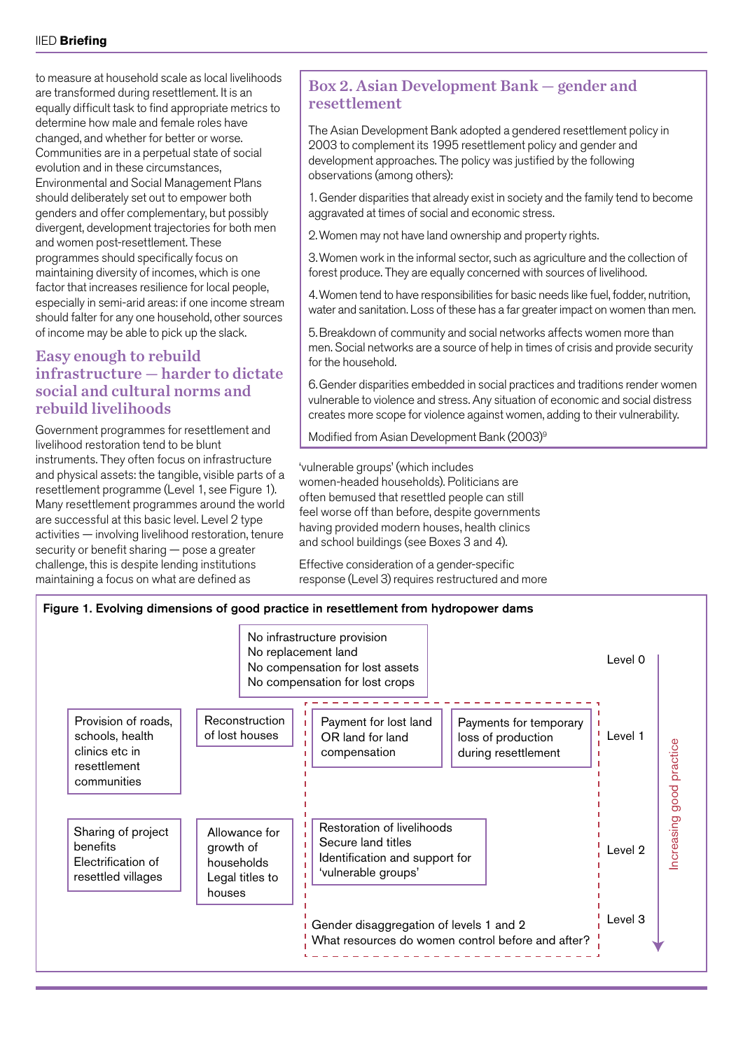to measure at household scale as local livelihoods are transformed during resettlement. It is an equally difficult task to find appropriate metrics to determine how male and female roles have changed, and whether for better or worse. Communities are in a perpetual state of social evolution and in these circumstances, Environmental and Social Management Plans should deliberately set out to empower both genders and offer complementary, but possibly divergent, development trajectories for both men and women post-resettlement. These programmes should specifically focus on maintaining diversity of incomes, which is one factor that increases resilience for local people, especially in semi-arid areas: if one income stream should falter for any one household, other sources of income may be able to pick up the slack.

## Easy enough to rebuild infrastructure — harder to dictate social and cultural norms and rebuild livelihoods

Government programmes for resettlement and livelihood restoration tend to be blunt instruments. They often focus on infrastructure and physical assets: the tangible, visible parts of a resettlement programme (Level 1, see Figure 1). Many resettlement programmes around the world are successful at this basic level. Level 2 type activities — involving livelihood restoration, tenure security or benefit sharing — pose a greater challenge, this is despite lending institutions maintaining a focus on what are defined as 'vulnerable groups' (which includes women-headed households). Politicians are often bemused that resettled people can still feel worse off than before, despite governments having provided modern houses, health clinics and school buildings (see Boxes 3 and 4).

Effective consideration of a gender-specific response (Level 3) requires restructured and more

### Box 2. Asian Development Bank — gender and resettlement

The Asian Development Bank adopted a gendered resettlement policy in 2003 to complement its 1995 resettlement policy and gender and development approaches. The policy was justified by the following observations (among others):

1. Gender disparities that already exist in society and the family tend to become aggravated at times of social and economic stress.
2. Women may not have land ownership and property rights.
3. Women work in the informal sector, such as agriculture and the collection of forest produce. They are equally concerned with sources of livelihood.
4. Women tend to have responsibilities for basic needs like fuel, fodder, nutrition, water and sanitation. Loss of these has a far greater impact on women than men.
5. Breakdown of community and social networks affects women more than men. Social networks are a source of help in times of crisis and provide security for the household.
6. Gender disparities embedded in social practices and traditions render women vulnerable to violence and stress. Any situation of economic and social distress creates more scope for violence against women, adding to their vulnerability.

Modified from Asian Development Bank (2003)[9]

**Figure 1. Evolving dimensions of good practice in resettlement from hydropower dams**

*(Increasing good practice from Level 0 to Level 3)*

- **Level 0:** No infrastructure provision; No replacement land; No compensation for lost assets; No compensation for lost crops
- **Level 1:** Provision of roads, schools, health clinics etc in resettlement communities | Reconstruction of lost houses | Payment for lost land OR land for land compensation | Payments for temporary loss of production during resettlement
- **Level 2:** Sharing of project benefits; Electrification of resettled villages | Allowance for growth of households; Legal titles to houses | Restoration of livelihoods; Secure land titles; Identification and support for 'vulnerable groups'
- **Level 3:** Gender disaggregation of levels 1 and 2; What resources do women control before and after?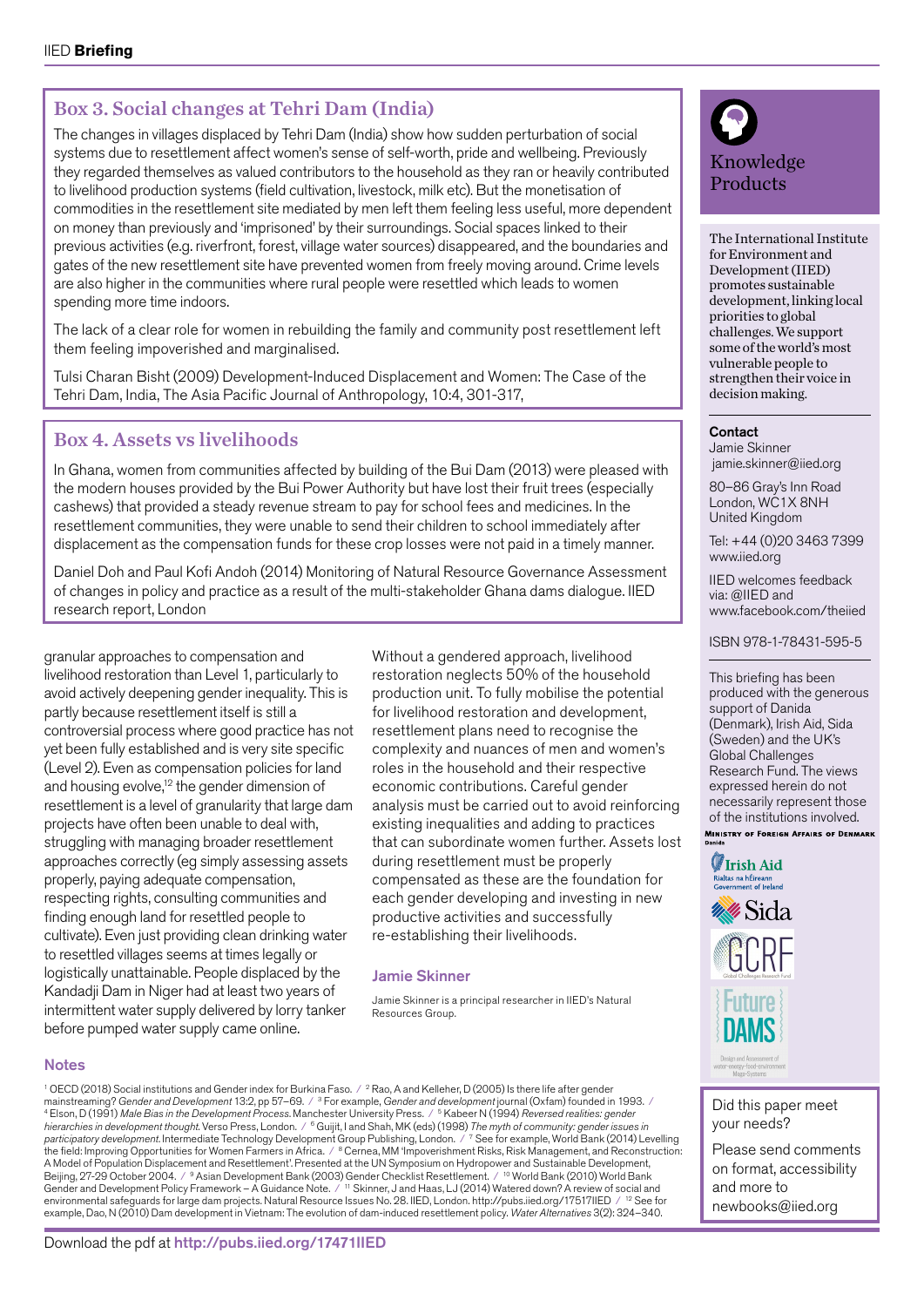## Box 3. Social changes at Tehri Dam (India)

The changes in villages displaced by Tehri Dam (India) show how sudden perturbation of social systems due to resettlement affect women's sense of self-worth, pride and wellbeing. Previously they regarded themselves as valued contributors to the household as they ran or heavily contributed to livelihood production systems (field cultivation, livestock, milk etc). But the monetisation of commodities in the resettlement site mediated by men left them feeling less useful, more dependent on money than previously and 'imprisoned' by their surroundings. Social spaces linked to their previous activities (e.g. riverfront, forest, village water sources) disappeared, and the boundaries and gates of the new resettlement site have prevented women from freely moving around. Crime levels are also higher in the communities where rural people were resettled which leads to women spending more time indoors.

The lack of a clear role for women in rebuilding the family and community post resettlement left them feeling impoverished and marginalised.

Tulsi Charan Bisht (2009) Development-Induced Displacement and Women: The Case of the Tehri Dam, India, The Asia Pacific Journal of Anthropology, 10:4, 301-317,

## Box 4. Assets vs livelihoods

In Ghana, women from communities affected by building of the Bui Dam (2013) were pleased with the modern houses provided by the Bui Power Authority but have lost their fruit trees (especially cashews) that provided a steady revenue stream to pay for school fees and medicines. In the resettlement communities, they were unable to send their children to school immediately after displacement as the compensation funds for these crop losses were not paid in a timely manner.

Daniel Doh and Paul Kofi Andoh (2014) Monitoring of Natural Resource Governance Assessment of changes in policy and practice as a result of the multi-stakeholder Ghana dams dialogue. IIED research report, London

granular approaches to compensation and livelihood restoration than Level 1, particularly to avoid actively deepening gender inequality. This is partly because resettlement itself is still a controversial process where good practice has not yet been fully established and is very site specific (Level 2). Even as compensation policies for land and housing evolve,[12] the gender dimension of resettlement is a level of granularity that large dam projects have often been unable to deal with, struggling with managing broader resettlement approaches correctly (eg simply assessing assets properly, paying adequate compensation, respecting rights, consulting communities and finding enough land for resettled people to cultivate). Even just providing clean drinking water to resettled villages seems at times legally or logistically unattainable. People displaced by the Kandadji Dam in Niger had at least two years of intermittent water supply delivered by lorry tanker before pumped water supply came online.

Without a gendered approach, livelihood restoration neglects 50% of the household production unit. To fully mobilise the potential for livelihood restoration and development, resettlement plans need to recognise the complexity and nuances of men and women's roles in the household and their respective economic contributions. Careful gender analysis must be carried out to avoid reinforcing existing inequalities and adding to practices that can subordinate women further. Assets lost during resettlement must be properly compensated as these are the foundation for each gender developing and investing in new productive activities and successfully re-establishing their livelihoods.

**Jamie Skinner**

Jamie Skinner is a principal researcher in IIED's Natural Resources Group.

### Notes

[1] OECD (2018) Social institutions and Gender index for Burkina Faso. / [2] Rao, A and Kelleher, D (2005) Is there life after gender mainstreaming? *Gender and Development* 13:2, pp 57–69. / [3] For example, *Gender and development* journal (Oxfam) founded in 1993. / [4] Elson, D (1991) *Male Bias in the Development Process.* Manchester University Press. / [5] Kabeer N (1994) *Reversed realities: gender hierarchies in development thought.* Verso Press, London. / [6] Guijit, I and Shah, MK (eds) (1998) *The myth of community: gender issues in participatory development.* Intermediate Technology Development Group Publishing, London. / [7] See for example, World Bank (2014) Levelling the field: Improving Opportunities for Women Farmers in Africa. / [8] Cernea, MM 'Impoverishment Risks, Risk Management, and Reconstruction: A Model of Population Displacement and Resettlement'. Presented at the UN Symposium on Hydropower and Sustainable Development, Beijing, 27-29 October 2004. / [9] Asian Development Bank (2003) Gender Checklist Resettlement. / [10] World Bank (2010) World Bank Gender and Development Policy Framework – A Guidance Note. / [11] Skinner, J and Haas, LJ (2014) Watered down? A review of social and environmental safeguards for large dam projects. Natural Resource Issues No. 28. IIED, London. http://pubs.iied.org/17517IIED / [12] See for example, Dao, N (2010) Dam development in Vietnam: The evolution of dam-induced resettlement policy. *Water Alternatives* 3(2): 324–340.

Download the pdf at http://pubs.iied.org/17471IIED

## Knowledge Products

The International Institute for Environment and Development (IIED) promotes sustainable development, linking local priorities to global challenges. We support some of the world's most vulnerable people to strengthen their voice in decision making.

**Contact**
Jamie Skinner
jamie.skinner@iied.org

80–86 Gray's Inn Road
London, WC1X 8NH
United Kingdom

Tel: +44 (0)20 3463 7399
www.iied.org

IIED welcomes feedback via: @IIED and www.facebook.com/theiied

ISBN 978-1-78431-595-5

This briefing has been produced with the generous support of Danida (Denmark), Irish Aid, Sida (Sweden) and the UK's Global Challenges Research Fund. The views expressed herein do not necessarily represent those of the institutions involved.

Did this paper meet your needs?

Please send comments on format, accessibility and more to newbooks@iied.org